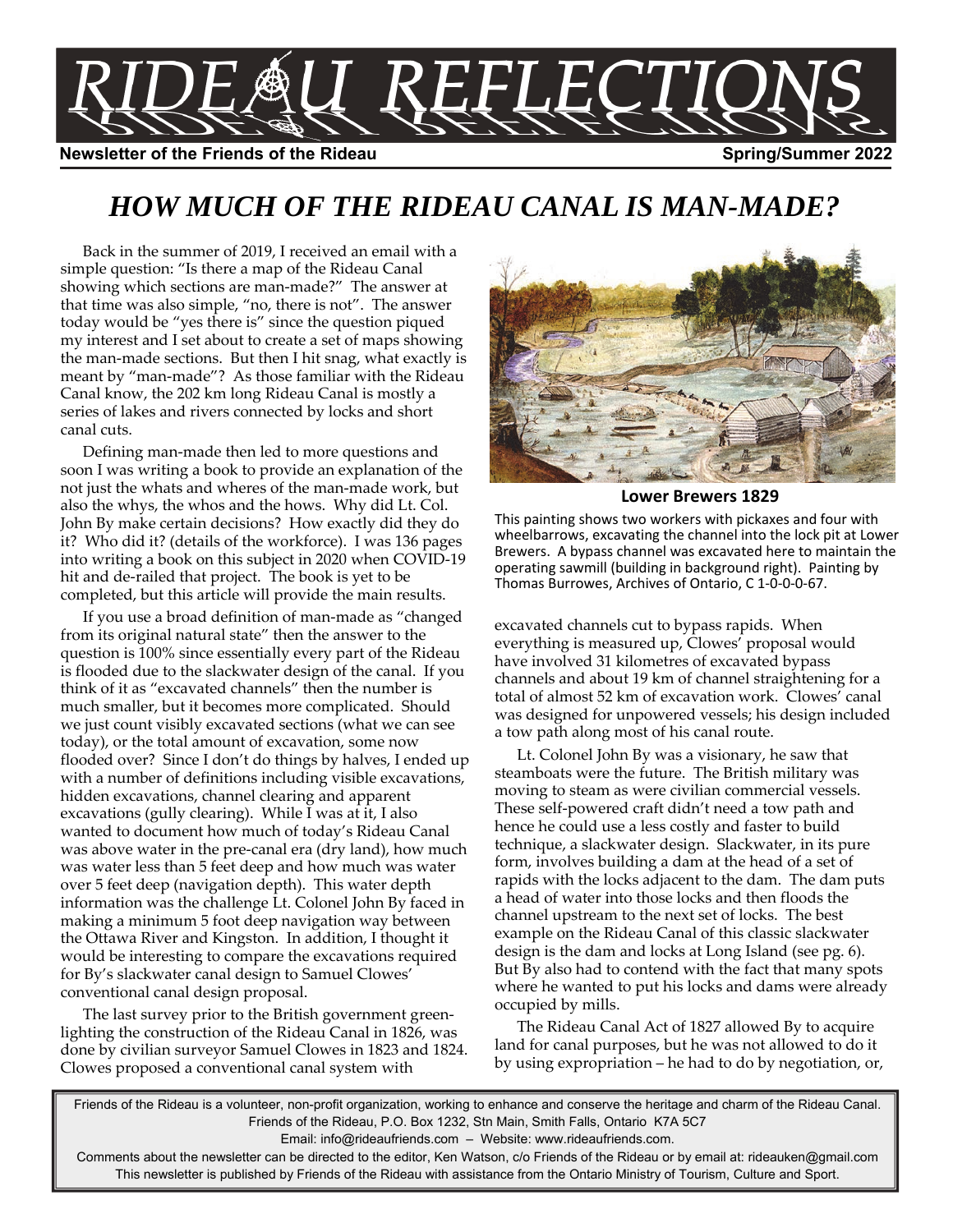# RIDEAU REFLECTIONS

**Newsletter of the Friends of the Rideau** **Spring/Summer 2022**

## *HOW MUCH OF THE RIDEAU CANAL IS MAN-MADE?*

Back in the summer of 2019, I received an email with a simple question: "Is there a map of the Rideau Canal showing which sections are man-made?" The answer at that time was also simple, "no, there is not". The answer today would be "yes there is" since the question piqued my interest and I set about to create a set of maps showing the man-made sections. But then I hit snag, what exactly is meant by "man-made"? As those familiar with the Rideau Canal know, the 202 km long Rideau Canal is mostly a series of lakes and rivers connected by locks and short canal cuts.

Defining man-made then led to more questions and soon I was writing a book to provide an explanation of the not just the whats and wheres of the man-made work, but also the whys, the whos and the hows. Why did Lt. Col. John By make certain decisions? How exactly did they do it? Who did it? (details of the workforce). I was 136 pages into writing a book on this subject in 2020 when COVID-19 hit and de-railed that project. The book is yet to be completed, but this article will provide the main results.

If you use a broad definition of man-made as "changed from its original natural state" then the answer to the question is 100% since essentially every part of the Rideau is flooded due to the slackwater design of the canal. If you think of it as "excavated channels" then the number is much smaller, but it becomes more complicated. Should we just count visibly excavated sections (what we can see today), or the total amount of excavation, some now flooded over? Since I don't do things by halves, I ended up with a number of definitions including visible excavations, hidden excavations, channel clearing and apparent excavations (gully clearing). While I was at it, I also wanted to document how much of today's Rideau Canal was above water in the pre-canal era (dry land), how much was water less than 5 feet deep and how much was water over 5 feet deep (navigation depth). This water depth information was the challenge Lt. Colonel John By faced in making a minimum 5 foot deep navigation way between the Ottawa River and Kingston. In addition, I thought it would be interesting to compare the excavations required for By's slackwater canal design to Samuel Clowes' conventional canal design proposal.

The last survey prior to the British government green-lighting the construction of the Rideau Canal in 1826, was done by civilian surveyor Samuel Clowes in 1823 and 1824. Clowes proposed a conventional canal system with excavated channels cut to bypass rapids. When everything is measured up, Clowes' proposal would have involved 31 kilometres of excavated bypass channels and about 19 km of channel straightening for a total of almost 52 km of excavation work. Clowes' canal was designed for unpowered vessels; his design included a tow path along most of his canal route.

**Lower Brewers 1829**

This painting shows two workers with pickaxes and four with wheelbarrows, excavating the channel into the lock pit at Lower Brewers. A bypass channel was excavated here to maintain the operating sawmill (building in background right). Painting by Thomas Burrowes, Archives of Ontario, C 1-0-0-0-67.

Lt. Colonel John By was a visionary, he saw that steamboats were the future. The British military was moving to steam as were civilian commercial vessels. These self-powered craft didn't need a tow path and hence he could use a less costly and faster to build technique, a slackwater design. Slackwater, in its pure form, involves building a dam at the head of a set of rapids with the locks adjacent to the dam. The dam puts a head of water into those locks and then floods the channel upstream to the next set of locks. The best example on the Rideau Canal of this classic slackwater design is the dam and locks at Long Island (see pg. 6). But By also had to contend with the fact that many spots where he wanted to put his locks and dams were already occupied by mills.

The Rideau Canal Act of 1827 allowed By to acquire land for canal purposes, but he was not allowed to do it by using expropriation – he had to do by negotiation, or,

Friends of the Rideau is a volunteer, non-profit organization, working to enhance and conserve the heritage and charm of the Rideau Canal.
Friends of the Rideau, P.O. Box 1232, Stn Main, Smith Falls, Ontario K7A 5C7
Email: info@rideaufriends.com – Website: www.rideaufriends.com.
Comments about the newsletter can be directed to the editor, Ken Watson, c/o Friends of the Rideau or by email at: rideauken@gmail.com
This newsletter is published by Friends of the Rideau with assistance from the Ontario Ministry of Tourism, Culture and Sport.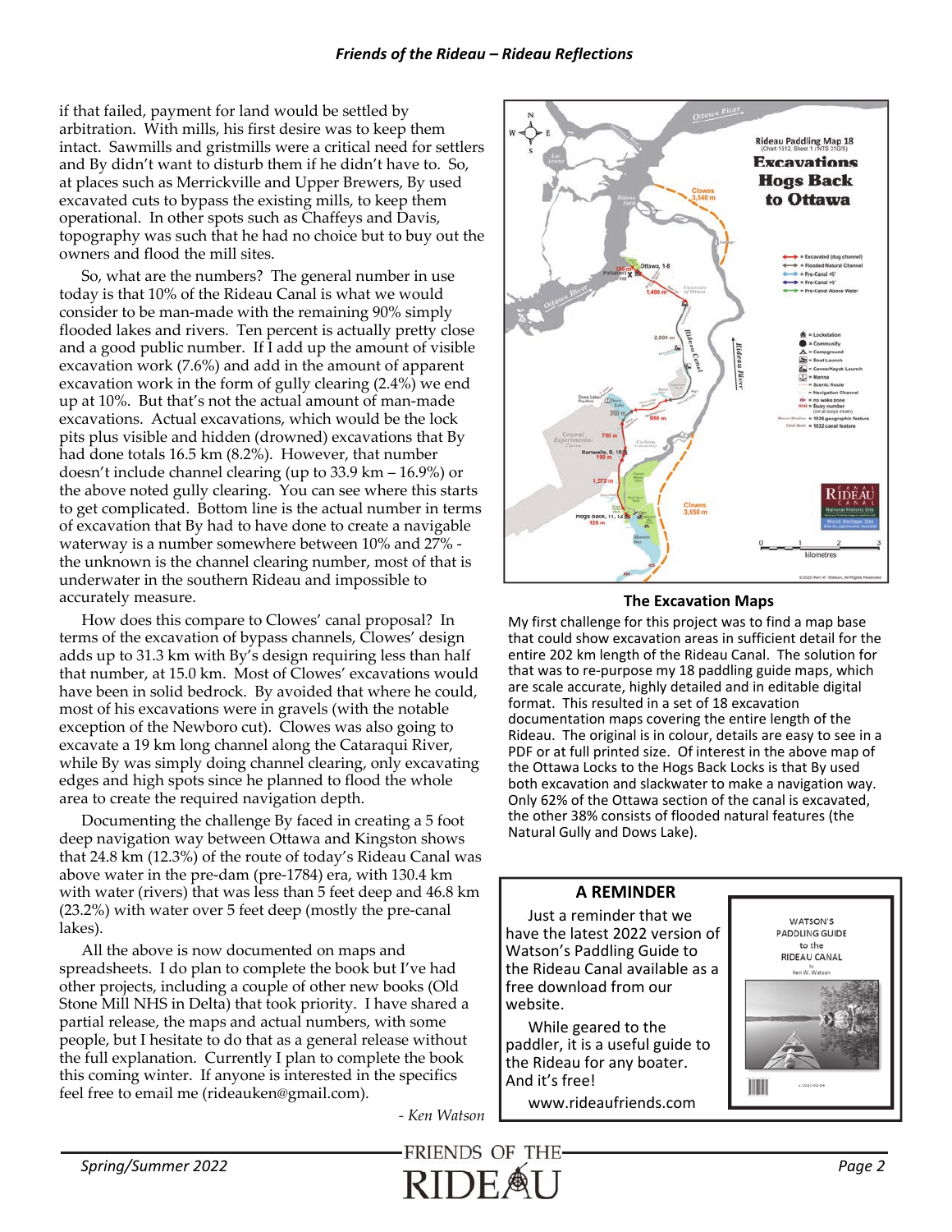if that failed, payment for land would be settled by arbitration. With mills, his first desire was to keep them intact. Sawmills and gristmills were a critical need for settlers and By didn't want to disturb them if he didn't have to. So, at places such as Merrickville and Upper Brewers, By used excavated cuts to bypass the existing mills, to keep them operational. In other spots such as Chaffeys and Davis, topography was such that he had no choice but to buy out the owners and flood the mill sites.

So, what are the numbers? The general number in use today is that 10% of the Rideau Canal is what we would consider to be man-made with the remaining 90% simply flooded lakes and rivers. Ten percent is actually pretty close and a good public number. If I add up the amount of visible excavation work (7.6%) and add in the amount of apparent excavation work in the form of gully clearing (2.4%) we end up at 10%. But that's not the actual amount of man-made excavations. Actual excavations, which would be the lock pits plus visible and hidden (drowned) excavations that By had done totals 16.5 km (8.2%). However, that number doesn't include channel clearing (up to 33.9 km – 16.9%) or the above noted gully clearing. You can see where this starts to get complicated. Bottom line is the actual number in terms of excavation that By had to have done to create a navigable waterway is a number somewhere between 10% and 27% - the unknown is the channel clearing number, most of that is underwater in the southern Rideau and impossible to accurately measure.

How does this compare to Clowes' canal proposal? In terms of the excavation of bypass channels, Clowes' design adds up to 31.3 km with By's design requiring less than half that number, at 15.0 km. Most of Clowes' excavations would have been in solid bedrock. By avoided that where he could, most of his excavations were in gravels (with the notable exception of the Newboro cut). Clowes was also going to excavate a 19 km long channel along the Cataraqui River, while By was simply doing channel clearing, only excavating edges and high spots since he planned to flood the whole area to create the required navigation depth.

Documenting the challenge By faced in creating a 5 foot deep navigation way between Ottawa and Kingston shows that 24.8 km (12.3%) of the route of today's Rideau Canal was above water in the pre-dam (pre-1784) era, with 130.4 km with water (rivers) that was less than 5 feet deep and 46.8 km (23.2%) with water over 5 feet deep (mostly the pre-canal lakes).

All the above is now documented on maps and spreadsheets. I do plan to complete the book but I've had other projects, including a couple of other new books (Old Stone Mill NHS in Delta) that took priority. I have shared a partial release, the maps and actual numbers, with some people, but I hesitate to do that as a general release without the full explanation. Currently I plan to complete the book this coming winter. If anyone is interested in the specifics feel free to email me (rideauken@gmail.com).

*- Ken Watson*

**The Excavation Maps**

My first challenge for this project was to find a map base that could show excavation areas in sufficient detail for the entire 202 km length of the Rideau Canal. The solution for that was to re-purpose my 18 paddling guide maps, which are scale accurate, highly detailed and in editable digital format. This resulted in a set of 18 excavation documentation maps covering the entire length of the Rideau. The original is in colour, details are easy to see in a PDF or at full printed size. Of interest in the above map of the Ottawa Locks to the Hogs Back Locks is that By used both excavation and slackwater to make a navigation way. Only 62% of the Ottawa section of the canal is excavated, the other 38% consists of flooded natural features (the Natural Gully and Dows Lake).

## A REMINDER

Just a reminder that we have the latest 2022 version of Watson's Paddling Guide to the Rideau Canal available as a free download from our website.

While geared to the paddler, it is a useful guide to the Rideau for any boater. And it's free!

www.rideaufriends.com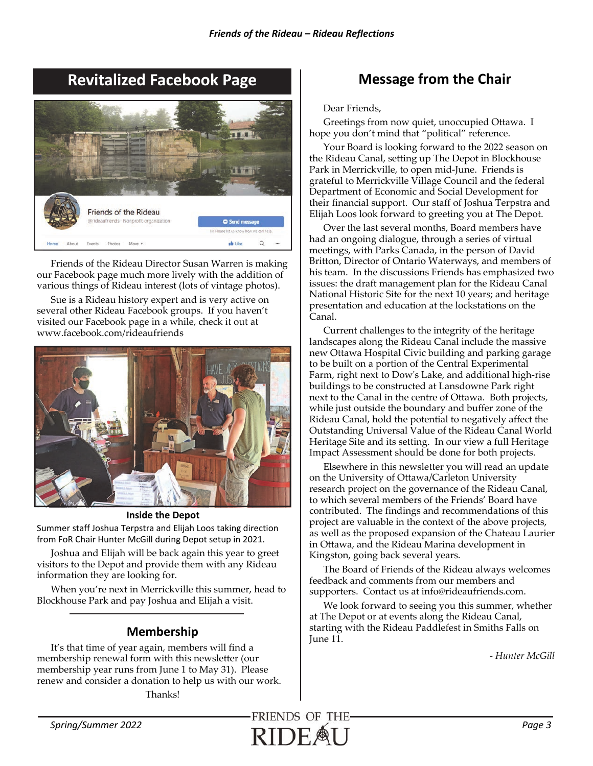## Revitalized Facebook Page

Friends of the Rideau Director Susan Warren is making our Facebook page much more lively with the addition of various things of Rideau interest (lots of vintage photos).

Sue is a Rideau history expert and is very active on several other Rideau Facebook groups. If you haven't visited our Facebook page in a while, check it out at www.facebook.com/rideaufriends

**Inside the Depot**

Summer staff Joshua Terpstra and Elijah Loos taking direction from FoR Chair Hunter McGill during Depot setup in 2021.

Joshua and Elijah will be back again this year to greet visitors to the Depot and provide them with any Rideau information they are looking for.

When you're next in Merrickville this summer, head to Blockhouse Park and pay Joshua and Elijah a visit.

## Membership

It's that time of year again, members will find a membership renewal form with this newsletter (our membership year runs from June 1 to May 31). Please renew and consider a donation to help us with our work.

Thanks!

## Message from the Chair

Dear Friends,

Greetings from now quiet, unoccupied Ottawa. I hope you don't mind that "political" reference.

Your Board is looking forward to the 2022 season on the Rideau Canal, setting up The Depot in Blockhouse Park in Merrickville, to open mid-June. Friends is grateful to Merrickville Village Council and the federal Department of Economic and Social Development for their financial support. Our staff of Joshua Terpstra and Elijah Loos look forward to greeting you at The Depot.

Over the last several months, Board members have had an ongoing dialogue, through a series of virtual meetings, with Parks Canada, in the person of David Britton, Director of Ontario Waterways, and members of his team. In the discussions Friends has emphasized two issues: the draft management plan for the Rideau Canal National Historic Site for the next 10 years; and heritage presentation and education at the lockstations on the Canal.

Current challenges to the integrity of the heritage landscapes along the Rideau Canal include the massive new Ottawa Hospital Civic building and parking garage to be built on a portion of the Central Experimental Farm, right next to Dow's Lake, and additional high-rise buildings to be constructed at Lansdowne Park right next to the Canal in the centre of Ottawa. Both projects, while just outside the boundary and buffer zone of the Rideau Canal, hold the potential to negatively affect the Outstanding Universal Value of the Rideau Canal World Heritage Site and its setting. In our view a full Heritage Impact Assessment should be done for both projects.

Elsewhere in this newsletter you will read an update on the University of Ottawa/Carleton University research project on the governance of the Rideau Canal, to which several members of the Friends' Board have contributed. The findings and recommendations of this project are valuable in the context of the above projects, as well as the proposed expansion of the Chateau Laurier in Ottawa, and the Rideau Marina development in Kingston, going back several years.

The Board of Friends of the Rideau always welcomes feedback and comments from our members and supporters. Contact us at info@rideaufriends.com.

We look forward to seeing you this summer, whether at The Depot or at events along the Rideau Canal, starting with the Rideau Paddlefest in Smiths Falls on June 11.

*- Hunter McGill*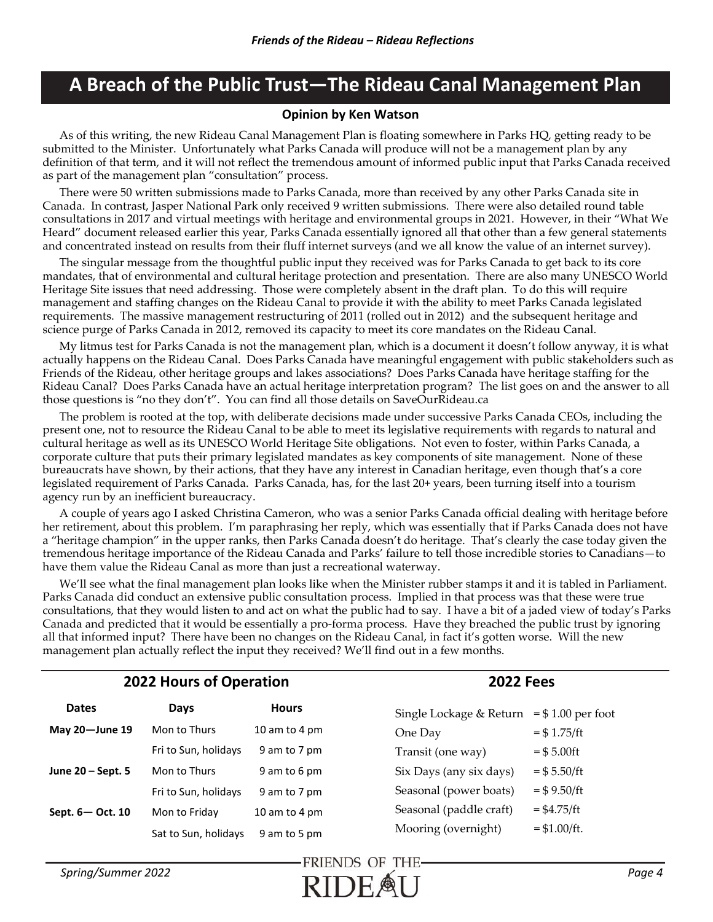# A Breach of the Public Trust—The Rideau Canal Management Plan

**Opinion by Ken Watson**

As of this writing, the new Rideau Canal Management Plan is floating somewhere in Parks HQ, getting ready to be submitted to the Minister. Unfortunately what Parks Canada will produce will not be a management plan by any definition of that term, and it will not reflect the tremendous amount of informed public input that Parks Canada received as part of the management plan "consultation" process.

There were 50 written submissions made to Parks Canada, more than received by any other Parks Canada site in Canada. In contrast, Jasper National Park only received 9 written submissions. There were also detailed round table consultations in 2017 and virtual meetings with heritage and environmental groups in 2021. However, in their "What We Heard" document released earlier this year, Parks Canada essentially ignored all that other than a few general statements and concentrated instead on results from their fluff internet surveys (and we all know the value of an internet survey).

The singular message from the thoughtful public input they received was for Parks Canada to get back to its core mandates, that of environmental and cultural heritage protection and presentation. There are also many UNESCO World Heritage Site issues that need addressing. Those were completely absent in the draft plan. To do this will require management and staffing changes on the Rideau Canal to provide it with the ability to meet Parks Canada legislated requirements. The massive management restructuring of 2011 (rolled out in 2012) and the subsequent heritage and science purge of Parks Canada in 2012, removed its capacity to meet its core mandates on the Rideau Canal.

My litmus test for Parks Canada is not the management plan, which is a document it doesn't follow anyway, it is what actually happens on the Rideau Canal. Does Parks Canada have meaningful engagement with public stakeholders such as Friends of the Rideau, other heritage groups and lakes associations? Does Parks Canada have heritage staffing for the Rideau Canal? Does Parks Canada have an actual heritage interpretation program? The list goes on and the answer to all those questions is "no they don't". You can find all those details on SaveOurRideau.ca

The problem is rooted at the top, with deliberate decisions made under successive Parks Canada CEOs, including the present one, not to resource the Rideau Canal to be able to meet its legislative requirements with regards to natural and cultural heritage as well as its UNESCO World Heritage Site obligations. Not even to foster, within Parks Canada, a corporate culture that puts their primary legislated mandates as key components of site management. None of these bureaucrats have shown, by their actions, that they have any interest in Canadian heritage, even though that's a core legislated requirement of Parks Canada. Parks Canada, has, for the last 20+ years, been turning itself into a tourism agency run by an inefficient bureaucracy.

A couple of years ago I asked Christina Cameron, who was a senior Parks Canada official dealing with heritage before her retirement, about this problem. I'm paraphrasing her reply, which was essentially that if Parks Canada does not have a "heritage champion" in the upper ranks, then Parks Canada doesn't do heritage. That's clearly the case today given the tremendous heritage importance of the Rideau Canada and Parks' failure to tell those incredible stories to Canadians—to have them value the Rideau Canal as more than just a recreational waterway.

We'll see what the final management plan looks like when the Minister rubber stamps it and it is tabled in Parliament. Parks Canada did conduct an extensive public consultation process. Implied in that process was that these were true consultations, that they would listen to and act on what the public had to say. I have a bit of a jaded view of today's Parks Canada and predicted that it would be essentially a pro-forma process. Have they breached the public trust by ignoring all that informed input? There have been no changes on the Rideau Canal, in fact it's gotten worse. Will the new management plan actually reflect the input they received? We'll find out in a few months.

## 2022 Hours of Operation

| Dates | Days | Hours |
|---|---|---|
| **May 20—June 19** | Mon to Thurs | 10 am to 4 pm |
| | Fri to Sun, holidays | 9 am to 7 pm |
| **June 20 – Sept. 5** | Mon to Thurs | 9 am to 6 pm |
| | Fri to Sun, holidays | 9 am to 7 pm |
| **Sept. 6— Oct. 10** | Mon to Friday | 10 am to 4 pm |
| | Sat to Sun, holidays | 9 am to 5 pm |

## 2022 Fees

| | |
|---|---|
| Single Lockage & Return | = $ 1.00 per foot |
| One Day | = $ 1.75/ft |
| Transit (one way) | = $ 5.00ft |
| Six Days (any six days) | = $ 5.50/ft |
| Seasonal (power boats) | = $ 9.50/ft |
| Seasonal (paddle craft) | = $4.75/ft |
| Mooring (overnight) | = $1.00/ft. |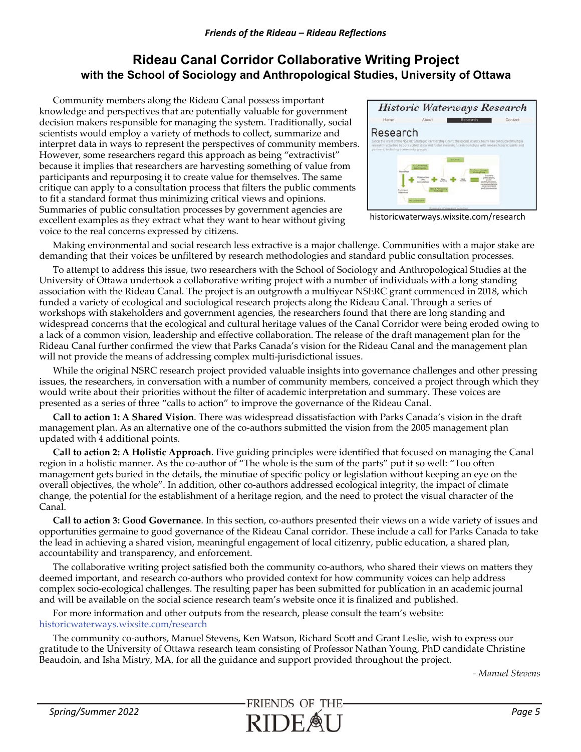## Rideau Canal Corridor Collaborative Writing Project

### with the School of Sociology and Anthropological Studies, University of Ottawa

Community members along the Rideau Canal possess important knowledge and perspectives that are potentially valuable for government decision makers responsible for managing the system. Traditionally, social scientists would employ a variety of methods to collect, summarize and interpret data in ways to represent the perspectives of community members. However, some researchers regard this approach as being "extractivist" because it implies that researchers are harvesting something of value from participants and repurposing it to create value for themselves. The same critique can apply to a consultation process that filters the public comments to fit a standard format thus minimizing critical views and opinions. Summaries of public consultation processes by government agencies are excellent examples as they extract what they want to hear without giving voice to the real concerns expressed by citizens.

historicwaterways.wixsite.com/research

Making environmental and social research less extractive is a major challenge. Communities with a major stake are demanding that their voices be unfiltered by research methodologies and standard public consultation processes.

To attempt to address this issue, two researchers with the School of Sociology and Anthropological Studies at the University of Ottawa undertook a collaborative writing project with a number of individuals with a long standing association with the Rideau Canal. The project is an outgrowth a multiyear NSERC grant commenced in 2018, which funded a variety of ecological and sociological research projects along the Rideau Canal. Through a series of workshops with stakeholders and government agencies, the researchers found that there are long standing and widespread concerns that the ecological and cultural heritage values of the Canal Corridor were being eroded owing to a lack of a common vision, leadership and effective collaboration. The release of the draft management plan for the Rideau Canal further confirmed the view that Parks Canada's vision for the Rideau Canal and the management plan will not provide the means of addressing complex multi-jurisdictional issues.

While the original NSRC research project provided valuable insights into governance challenges and other pressing issues, the researchers, in conversation with a number of community members, conceived a project through which they would write about their priorities without the filter of academic interpretation and summary. These voices are presented as a series of three "calls to action" to improve the governance of the Rideau Canal.

**Call to action 1: A Shared Vision**. There was widespread dissatisfaction with Parks Canada's vision in the draft management plan. As an alternative one of the co-authors submitted the vision from the 2005 management plan updated with 4 additional points.

**Call to action 2: A Holistic Approach**. Five guiding principles were identified that focused on managing the Canal region in a holistic manner. As the co-author of "The whole is the sum of the parts" put it so well: "Too often management gets buried in the details, the minutiae of specific policy or legislation without keeping an eye on the overall objectives, the whole". In addition, other co-authors addressed ecological integrity, the impact of climate change, the potential for the establishment of a heritage region, and the need to protect the visual character of the Canal.

**Call to action 3: Good Governance**. In this section, co-authors presented their views on a wide variety of issues and opportunities germaine to good governance of the Rideau Canal corridor. These include a call for Parks Canada to take the lead in achieving a shared vision, meaningful engagement of local citizenry, public education, a shared plan, accountability and transparency, and enforcement.

The collaborative writing project satisfied both the community co-authors, who shared their views on matters they deemed important, and research co-authors who provided context for how community voices can help address complex socio-ecological challenges. The resulting paper has been submitted for publication in an academic journal and will be available on the social science research team's website once it is finalized and published.

For more information and other outputs from the research, please consult the team's website: historicwaterways.wixsite.com/research

The community co-authors, Manuel Stevens, Ken Watson, Richard Scott and Grant Leslie, wish to express our gratitude to the University of Ottawa research team consisting of Professor Nathan Young, PhD candidate Christine Beaudoin, and Isha Mistry, MA, for all the guidance and support provided throughout the project.

*- Manuel Stevens*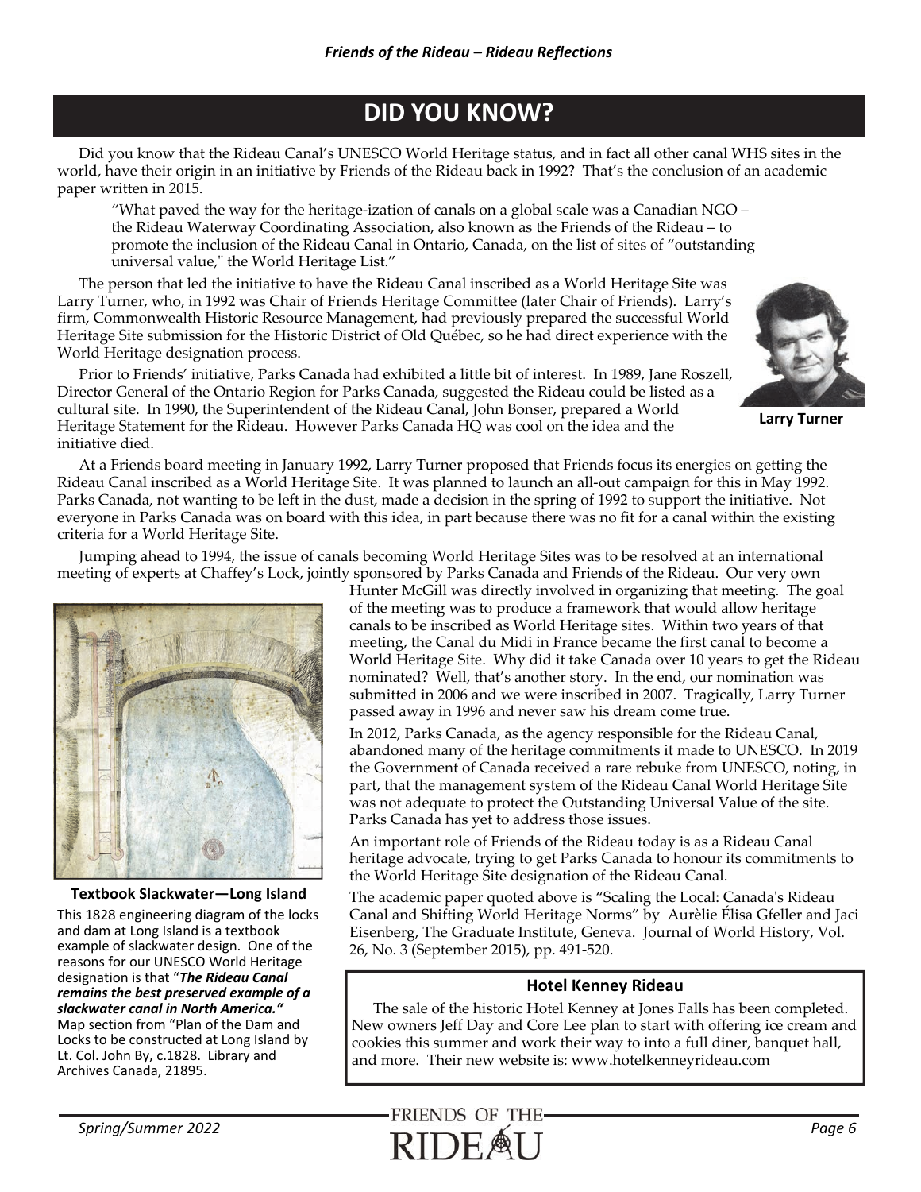# DID YOU KNOW?

Did you know that the Rideau Canal's UNESCO World Heritage status, and in fact all other canal WHS sites in the world, have their origin in an initiative by Friends of the Rideau back in 1992? That's the conclusion of an academic paper written in 2015.

> "What paved the way for the heritage-ization of canals on a global scale was a Canadian NGO – the Rideau Waterway Coordinating Association, also known as the Friends of the Rideau – to promote the inclusion of the Rideau Canal in Ontario, Canada, on the list of sites of "outstanding universal value," the World Heritage List."

The person that led the initiative to have the Rideau Canal inscribed as a World Heritage Site was Larry Turner, who, in 1992 was Chair of Friends Heritage Committee (later Chair of Friends). Larry's firm, Commonwealth Historic Resource Management, had previously prepared the successful World Heritage Site submission for the Historic District of Old Québec, so he had direct experience with the World Heritage designation process.

**Larry Turner**

Prior to Friends' initiative, Parks Canada had exhibited a little bit of interest. In 1989, Jane Roszell, Director General of the Ontario Region for Parks Canada, suggested the Rideau could be listed as a cultural site. In 1990, the Superintendent of the Rideau Canal, John Bonser, prepared a World Heritage Statement for the Rideau. However Parks Canada HQ was cool on the idea and the initiative died.

At a Friends board meeting in January 1992, Larry Turner proposed that Friends focus its energies on getting the Rideau Canal inscribed as a World Heritage Site. It was planned to launch an all-out campaign for this in May 1992. Parks Canada, not wanting to be left in the dust, made a decision in the spring of 1992 to support the initiative. Not everyone in Parks Canada was on board with this idea, in part because there was no fit for a canal within the existing criteria for a World Heritage Site.

Jumping ahead to 1994, the issue of canals becoming World Heritage Sites was to be resolved at an international meeting of experts at Chaffey's Lock, jointly sponsored by Parks Canada and Friends of the Rideau. Our very own Hunter McGill was directly involved in organizing that meeting. The goal of the meeting was to produce a framework that would allow heritage canals to be inscribed as World Heritage sites. Within two years of that meeting, the Canal du Midi in France became the first canal to become a World Heritage Site. Why did it take Canada over 10 years to get the Rideau nominated? Well, that's another story. In the end, our nomination was submitted in 2006 and we were inscribed in 2007. Tragically, Larry Turner passed away in 1996 and never saw his dream come true.

In 2012, Parks Canada, as the agency responsible for the Rideau Canal, abandoned many of the heritage commitments it made to UNESCO. In 2019 the Government of Canada received a rare rebuke from UNESCO, noting, in part, that the management system of the Rideau Canal World Heritage Site was not adequate to protect the Outstanding Universal Value of the site. Parks Canada has yet to address those issues.

An important role of Friends of the Rideau today is as a Rideau Canal heritage advocate, trying to get Parks Canada to honour its commitments to the World Heritage Site designation of the Rideau Canal.

The academic paper quoted above is "Scaling the Local: Canada's Rideau Canal and Shifting World Heritage Norms" by Aurèlie Élisa Gfeller and Jaci Eisenberg, The Graduate Institute, Geneva. Journal of World History, Vol. 26, No. 3 (September 2015), pp. 491-520.

**Textbook Slackwater—Long Island**

This 1828 engineering diagram of the locks and dam at Long Island is a textbook example of slackwater design. One of the reasons for our UNESCO World Heritage designation is that "***The Rideau Canal remains the best preserved example of a slackwater canal in North America."*** Map section from "Plan of the Dam and Locks to be constructed at Long Island by Lt. Col. John By, c.1828. Library and Archives Canada, 21895.

### Hotel Kenney Rideau

The sale of the historic Hotel Kenney at Jones Falls has been completed. New owners Jeff Day and Core Lee plan to start with offering ice cream and cookies this summer and work their way to into a full diner, banquet hall, and more. Their new website is: www.hotelkenneyrideau.com